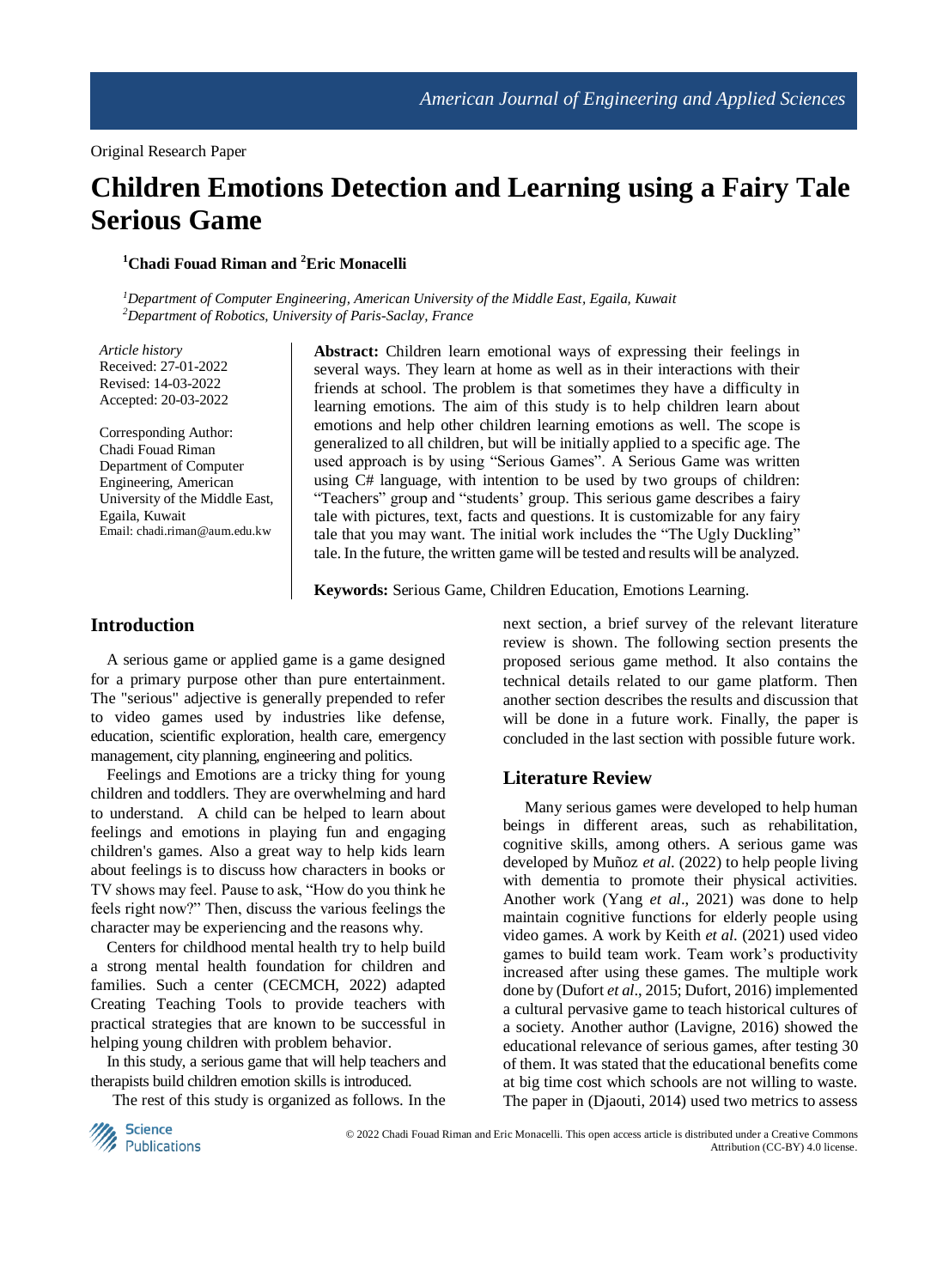Original Research Paper

# Children Emotions Detection and Learning using a Fairy Tale Serious Game

[1]Chadi Fouad Riman and [2]Eric Monacelli

[1]*Department of Computer Engineering, American University of the Middle East, Egaila, Kuwait*
[2]*Department of Robotics, University of Paris-Saclay, France*

*Article history*
Received: 27-01-2022
Revised: 14-03-2022
Accepted: 20-03-2022

Corresponding Author:
Chadi Fouad Riman
Department of Computer Engineering, American University of the Middle East, Egaila, Kuwait
Email: chadi.riman@aum.edu.kw

**Abstract:** Children learn emotional ways of expressing their feelings in several ways. They learn at home as well as in their interactions with their friends at school. The problem is that sometimes they have a difficulty in learning emotions. The aim of this study is to help children learn about emotions and help other children learning emotions as well. The scope is generalized to all children, but will be initially applied to a specific age. The used approach is by using "Serious Games". A Serious Game was written using C# language, with intention to be used by two groups of children: "Teachers" group and "students' group. This serious game describes a fairy tale with pictures, text, facts and questions. It is customizable for any fairy tale that you may want. The initial work includes the "The Ugly Duckling" tale. In the future, the written game will be tested and results will be analyzed.

**Keywords:** Serious Game, Children Education, Emotions Learning.

## Introduction

A serious game or applied game is a game designed for a primary purpose other than pure entertainment. The "serious" adjective is generally prepended to refer to video games used by industries like defense, education, scientific exploration, health care, emergency management, city planning, engineering and politics.

Feelings and Emotions are a tricky thing for young children and toddlers. They are overwhelming and hard to understand. A child can be helped to learn about feelings and emotions in playing fun and engaging children's games. Also a great way to help kids learn about feelings is to discuss how characters in books or TV shows may feel. Pause to ask, "How do you think he feels right now?" Then, discuss the various feelings the character may be experiencing and the reasons why.

Centers for childhood mental health try to help build a strong mental health foundation for children and families. Such a center (CECMCH, 2022) adapted Creating Teaching Tools to provide teachers with practical strategies that are known to be successful in helping young children with problem behavior.

In this study, a serious game that will help teachers and therapists build children emotion skills is introduced.

The rest of this study is organized as follows. In the next section, a brief survey of the relevant literature review is shown. The following section presents the proposed serious game method. It also contains the technical details related to our game platform. Then another section describes the results and discussion that will be done in a future work. Finally, the paper is concluded in the last section with possible future work.

## Literature Review

Many serious games were developed to help human beings in different areas, such as rehabilitation, cognitive skills, among others. A serious game was developed by Muñoz *et al.* (2022) to help people living with dementia to promote their physical activities. Another work (Yang *et al*., 2021) was done to help maintain cognitive functions for elderly people using video games. A work by Keith *et al.* (2021) used video games to build team work. Team work's productivity increased after using these games. The multiple work done by (Dufort *et al*., 2015; Dufort, 2016) implemented a cultural pervasive game to teach historical cultures of a society. Another author (Lavigne, 2016) showed the educational relevance of serious games, after testing 30 of them. It was stated that the educational benefits come at big time cost which schools are not willing to waste. The paper in (Djaouti, 2014) used two metrics to assess

© 2022 Chadi Fouad Riman and Eric Monacelli. This open access article is distributed under a Creative Commons Attribution (CC-BY) 4.0 license.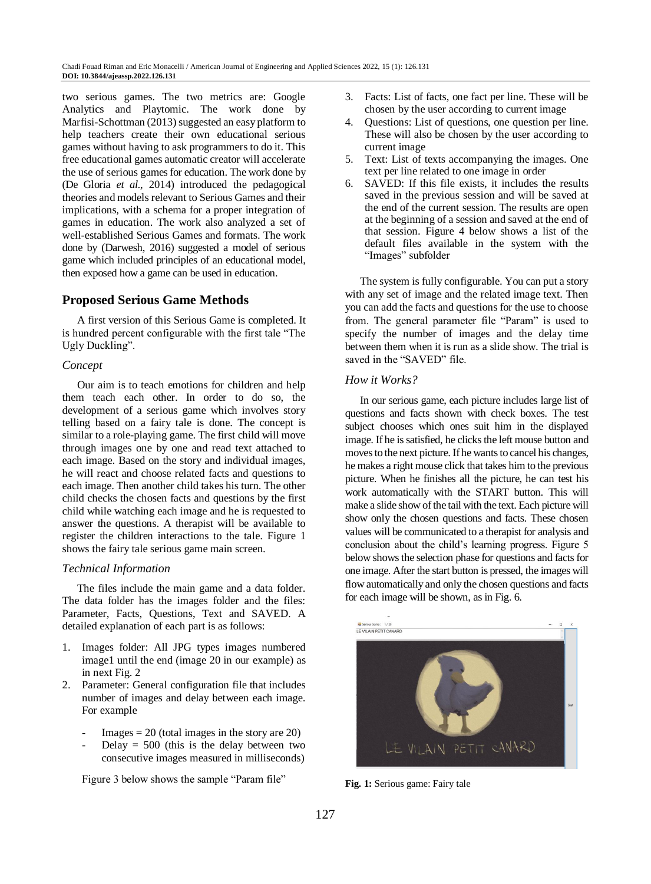two serious games. The two metrics are: Google Analytics and Playtomic. The work done by Marfisi-Schottman (2013) suggested an easy platform to help teachers create their own educational serious games without having to ask programmers to do it. This free educational games automatic creator will accelerate the use of serious games for education. The work done by (De Gloria *et al*., 2014) introduced the pedagogical theories and models relevant to Serious Games and their implications, with a schema for a proper integration of games in education. The work also analyzed a set of well-established Serious Games and formats. The work done by (Darwesh, 2016) suggested a model of serious game which included principles of an educational model, then exposed how a game can be used in education.

## Proposed Serious Game Methods

A first version of this Serious Game is completed. It is hundred percent configurable with the first tale "The Ugly Duckling".

### *Concept*

Our aim is to teach emotions for children and help them teach each other. In order to do so, the development of a serious game which involves story telling based on a fairy tale is done. The concept is similar to a role-playing game. The first child will move through images one by one and read text attached to each image. Based on the story and individual images, he will react and choose related facts and questions to each image. Then another child takes his turn. The other child checks the chosen facts and questions by the first child while watching each image and he is requested to answer the questions. A therapist will be available to register the children interactions to the tale. Figure 1 shows the fairy tale serious game main screen.

### *Technical Information*

The files include the main game and a data folder. The data folder has the images folder and the files: Parameter, Facts, Questions, Text and SAVED. A detailed explanation of each part is as follows:

1. Images folder: All JPG types images numbered image1 until the end (image 20 in our example) as in next Fig. 2
2. Parameter: General configuration file that includes number of images and delay between each image. For example
   - Images = 20 (total images in the story are 20)
   - Delay = 500 (this is the delay between two consecutive images measured in milliseconds)

   Figure 3 below shows the sample "Param file"
3. Facts: List of facts, one fact per line. These will be chosen by the user according to current image
4. Questions: List of questions, one question per line. These will also be chosen by the user according to current image
5. Text: List of texts accompanying the images. One text per line related to one image in order
6. SAVED: If this file exists, it includes the results saved in the previous session and will be saved at the end of the current session. The results are open at the beginning of a session and saved at the end of that session. Figure 4 below shows a list of the default files available in the system with the "Images" subfolder

The system is fully configurable. You can put a story with any set of image and the related image text. Then you can add the facts and questions for the use to choose from. The general parameter file "Param" is used to specify the number of images and the delay time between them when it is run as a slide show. The trial is saved in the "SAVED" file.

### *How it Works?*

In our serious game, each picture includes large list of questions and facts shown with check boxes. The test subject chooses which ones suit him in the displayed image. If he is satisfied, he clicks the left mouse button and moves to the next picture. If he wants to cancel his changes, he makes a right mouse click that takes him to the previous picture. When he finishes all the picture, he can test his work automatically with the START button. This will make a slide show of the tail with the text. Each picture will show only the chosen questions and facts. These chosen values will be communicated to a therapist for analysis and conclusion about the child's learning progress. Figure 5 below shows the selection phase for questions and facts for one image. After the start button is pressed, the images will flow automatically and only the chosen questions and facts for each image will be shown, as in Fig. 6.

**Fig. 1:** Serious game: Fairy tale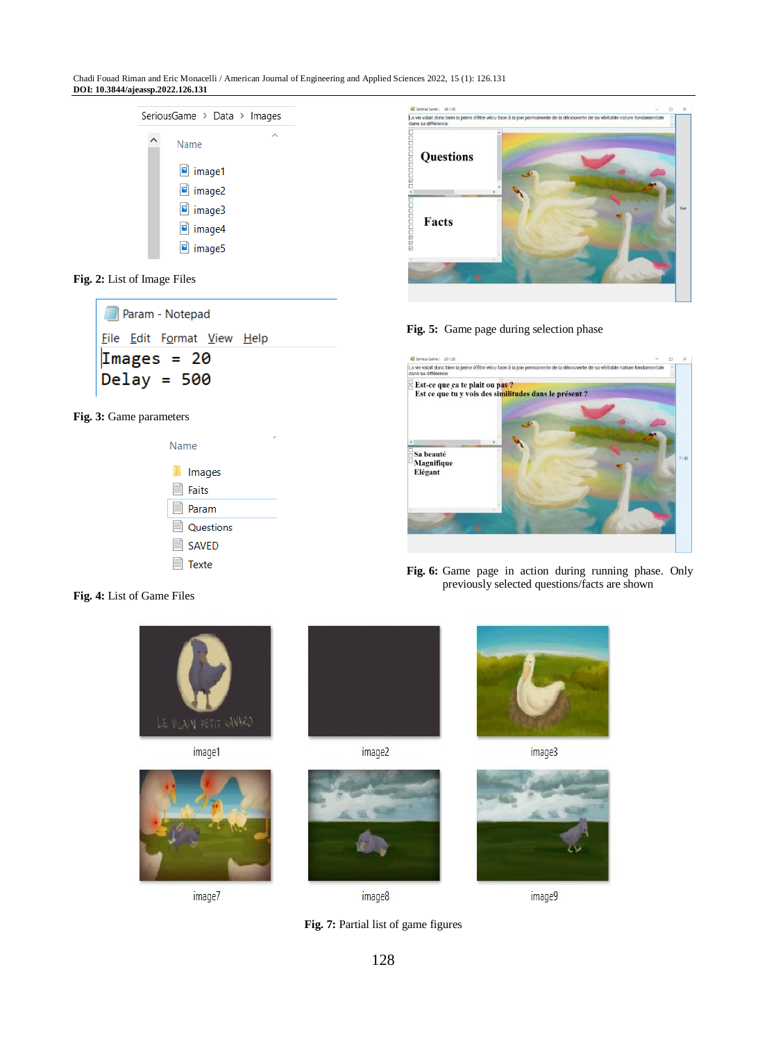Fig. 2: List of Image Files

Images = 20
Delay = 500

Fig. 3: Game parameters

Fig. 4: List of Game Files

Fig. 5: Game page during selection phase

Fig. 6: Game page in action during running phase. Only previously selected questions/facts are shown

Fig. 7: Partial list of game figures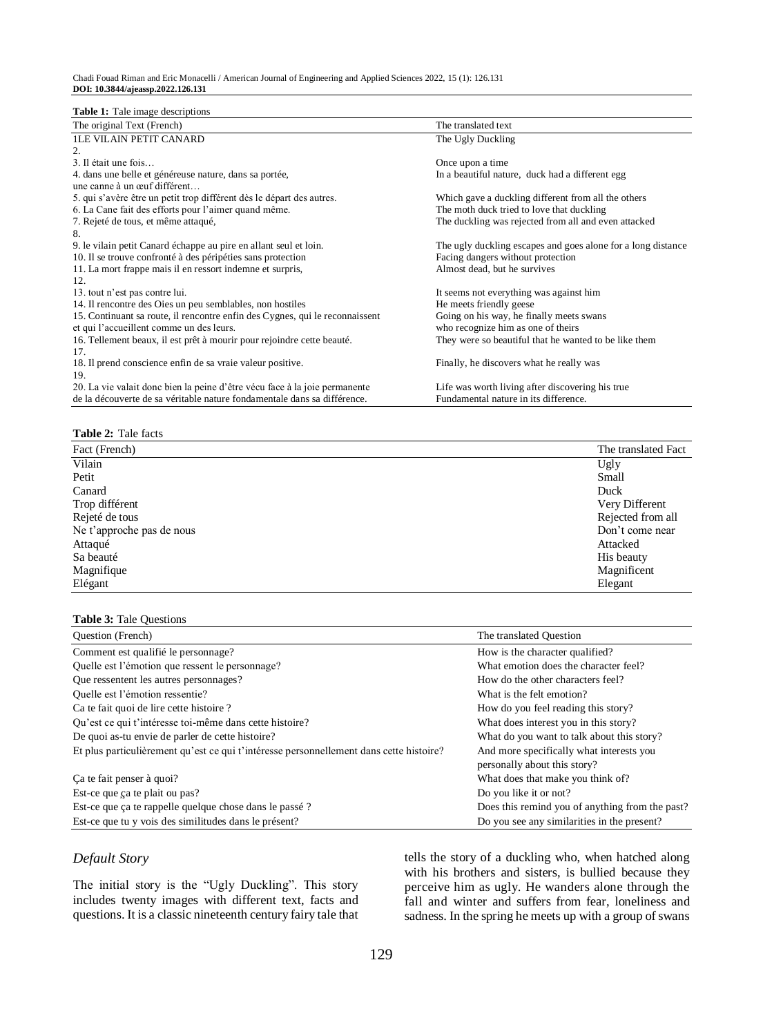**Table 1:** Tale image descriptions

| The original Text (French) | The translated text |
|---|---|
| 1LE VILAIN PETIT CANARD | The Ugly Duckling |
| 2. | |
| 3. Il était une fois… | Once upon a time |
| 4. dans une belle et généreuse nature, dans sa portée, une canne à un œuf différent… | In a beautiful nature, duck had a different egg |
| 5. qui s'avère être un petit trop différent dès le départ des autres. | Which gave a duckling different from all the others |
| 6. La Cane fait des efforts pour l'aimer quand même. | The moth duck tried to love that duckling |
| 7. Rejeté de tous, et même attaqué, | The duckling was rejected from all and even attacked |
| 8. | |
| 9. le vilain petit Canard échappe au pire en allant seul et loin. | The ugly duckling escapes and goes alone for a long distance |
| 10. Il se trouve confronté à des péripéties sans protection | Facing dangers without protection |
| 11. La mort frappe mais il en ressort indemne et surpris, | Almost dead, but he survives |
| 12. | |
| 13. tout n'est pas contre lui. | It seems not everything was against him |
| 14. Il rencontre des Oies un peu semblables, non hostiles | He meets friendly geese |
| 15. Continuant sa route, il rencontre enfin des Cygnes, qui le reconnaissent et qui l'accueillent comme un des leurs. | Going on his way, he finally meets swans who recognize him as one of theirs |
| 16. Tellement beaux, il est prêt à mourir pour rejoindre cette beauté. | They were so beautiful that he wanted to be like them |
| 17. | |
| 18. Il prend conscience enfin de sa vraie valeur positive. | Finally, he discovers what he really was |
| 19. | |
| 20. La vie valait donc bien la peine d'être vécu face à la joie permanente de la découverte de sa véritable nature fondamentale dans sa différence. | Life was worth living after discovering his true Fundamental nature in its difference. |

**Table 2:** Tale facts

| Fact (French) | The translated Fact |
|---|---|
| Vilain | Ugly |
| Petit | Small |
| Canard | Duck |
| Trop différent | Very Different |
| Rejeté de tous | Rejected from all |
| Ne t'approche pas de nous | Don't come near |
| Attaqué | Attacked |
| Sa beauté | His beauty |
| Magnifique | Magnificent |
| Elégant | Elegant |

**Table 3:** Tale Questions

| Question (French) | The translated Question |
|---|---|
| Comment est qualifié le personnage? | How is the character qualified? |
| Quelle est l'émotion que ressent le personnage? | What emotion does the character feel? |
| Que ressentent les autres personnages? | How do the other characters feel? |
| Quelle est l'émotion ressentie? | What is the felt emotion? |
| Ca te fait quoi de lire cette histoire ? | How do you feel reading this story? |
| Qu'est ce qui t'intéresse toi-même dans cette histoire? | What does interest you in this story? |
| De quoi as-tu envie de parler de cette histoire? | What do you want to talk about this story? |
| Et plus particulièrement qu'est ce qui t'intéresse personnellement dans cette histoire? | And more specifically what interests you personally about this story? |
| Ça te fait penser à quoi? | What does that make you think of? |
| Est-ce que ça te plait ou pas? | Do you like it or not? |
| Est-ce que ça te rappelle quelque chose dans le passé ? | Does this remind you of anything from the past? |
| Est-ce que tu y vois des similitudes dans le présent? | Do you see any similarities in the present? |

### *Default Story*

The initial story is the "Ugly Duckling". This story includes twenty images with different text, facts and questions. It is a classic nineteenth century fairy tale that tells the story of a duckling who, when hatched along with his brothers and sisters, is bullied because they perceive him as ugly. He wanders alone through the fall and winter and suffers from fear, loneliness and sadness. In the spring he meets up with a group of swans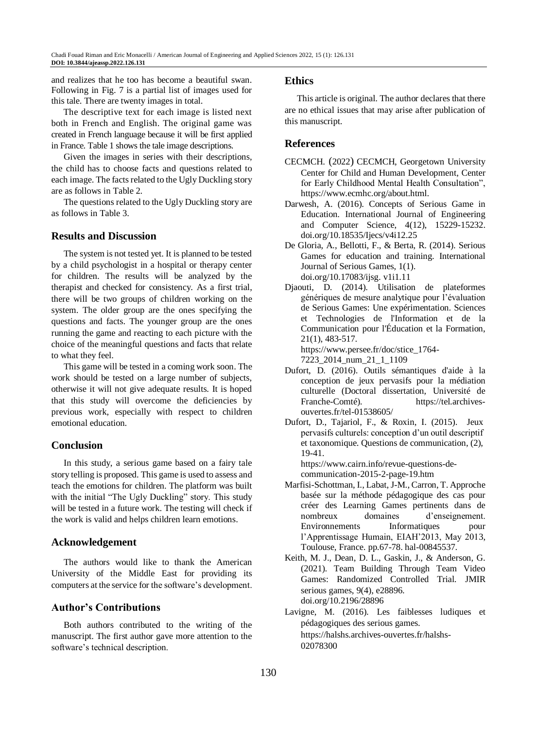and realizes that he too has become a beautiful swan. Following in Fig. 7 is a partial list of images used for this tale. There are twenty images in total.

The descriptive text for each image is listed next both in French and English. The original game was created in French language because it will be first applied in France. Table 1 shows the tale image descriptions.

Given the images in series with their descriptions, the child has to choose facts and questions related to each image. The facts related to the Ugly Duckling story are as follows in Table 2.

The questions related to the Ugly Duckling story are as follows in Table 3.

## Results and Discussion

The system is not tested yet. It is planned to be tested by a child psychologist in a hospital or therapy center for children. The results will be analyzed by the therapist and checked for consistency. As a first trial, there will be two groups of children working on the system. The older group are the ones specifying the questions and facts. The younger group are the ones running the game and reacting to each picture with the choice of the meaningful questions and facts that relate to what they feel.

This game will be tested in a coming work soon. The work should be tested on a large number of subjects, otherwise it will not give adequate results. It is hoped that this study will overcome the deficiencies by previous work, especially with respect to children emotional education.

## Conclusion

In this study, a serious game based on a fairy tale story telling is proposed. This game is used to assess and teach the emotions for children. The platform was built with the initial "The Ugly Duckling" story. This study will be tested in a future work. The testing will check if the work is valid and helps children learn emotions.

## Acknowledgement

The authors would like to thank the American University of the Middle East for providing its computers at the service for the software's development.

## Author's Contributions

Both authors contributed to the writing of the manuscript. The first author gave more attention to the software's technical description.

## Ethics

This article is original. The author declares that there are no ethical issues that may arise after publication of this manuscript.

## References

CECMCH. (2022) CECMCH, Georgetown University Center for Child and Human Development, Center for Early Childhood Mental Health Consultation", https://www.ecmhc.org/about.html.

Darwesh, A. (2016). Concepts of Serious Game in Education. International Journal of Engineering and Computer Science, 4(12), 15229-15232. doi.org/10.18535/Ijecs/v4i12.25

De Gloria, A., Bellotti, F., & Berta, R. (2014). Serious Games for education and training. International Journal of Serious Games, 1(1). doi.org/10.17083/ijsg. v1i1.11

Djaouti, D. (2014). Utilisation de plateformes génériques de mesure analytique pour l'évaluation de Serious Games: Une expérimentation. Sciences et Technologies de l'Information et de la Communication pour l'Éducation et la Formation, 21(1), 483-517. https://www.persee.fr/doc/stice_1764-7223_2014_num_21_1_1109

Dufort, D. (2016). Outils sémantiques d'aide à la conception de jeux pervasifs pour la médiation culturelle (Doctoral dissertation, Université de Franche-Comté). https://tel.archives-ouvertes.fr/tel-01538605/

Dufort, D., Tajariol, F., & Roxin, I. (2015). Jeux pervasifs culturels: conception d'un outil descriptif et taxonomique. Questions de communication, (2), 19-41. https://www.cairn.info/revue-questions-de-communication-2015-2-page-19.htm

Marfisi-Schottman, I., Labat, J-M., Carron, T. Approche basée sur la méthode pédagogique des cas pour créer des Learning Games pertinents dans de nombreux domaines d'enseignement. Environnements Informatiques pour l'Apprentissage Humain, EIAH'2013, May 2013, Toulouse, France. pp.67-78. hal-00845537.

Keith, M. J., Dean, D. L., Gaskin, J., & Anderson, G. (2021). Team Building Through Team Video Games: Randomized Controlled Trial. JMIR serious games, 9(4), e28896. doi.org/10.2196/28896

Lavigne, M. (2016). Les faiblesses ludiques et pédagogiques des serious games. https://halshs.archives-ouvertes.fr/halshs-02078300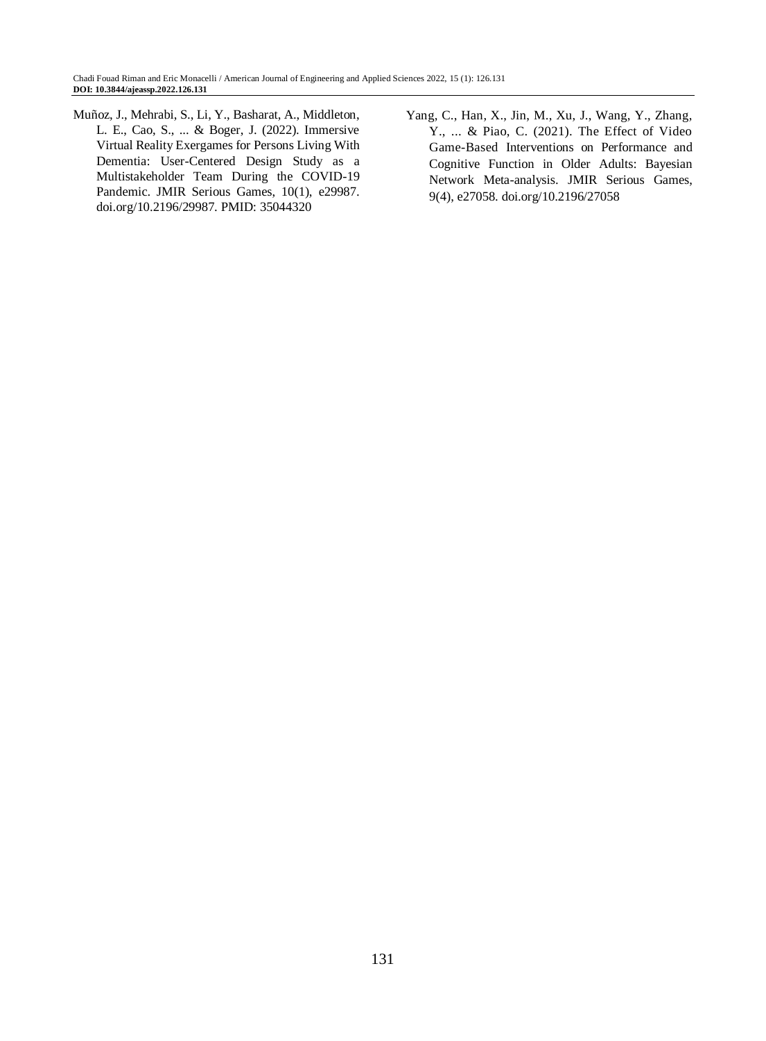Muñoz, J., Mehrabi, S., Li, Y., Basharat, A., Middleton, L. E., Cao, S., ... & Boger, J. (2022). Immersive Virtual Reality Exergames for Persons Living With Dementia: User-Centered Design Study as a Multistakeholder Team During the COVID-19 Pandemic. JMIR Serious Games, 10(1), e29987. doi.org/10.2196/29987. PMID: 35044320

Yang, C., Han, X., Jin, M., Xu, J., Wang, Y., Zhang, Y., ... & Piao, C. (2021). The Effect of Video Game-Based Interventions on Performance and Cognitive Function in Older Adults: Bayesian Network Meta-analysis. JMIR Serious Games, 9(4), e27058. doi.org/10.2196/27058